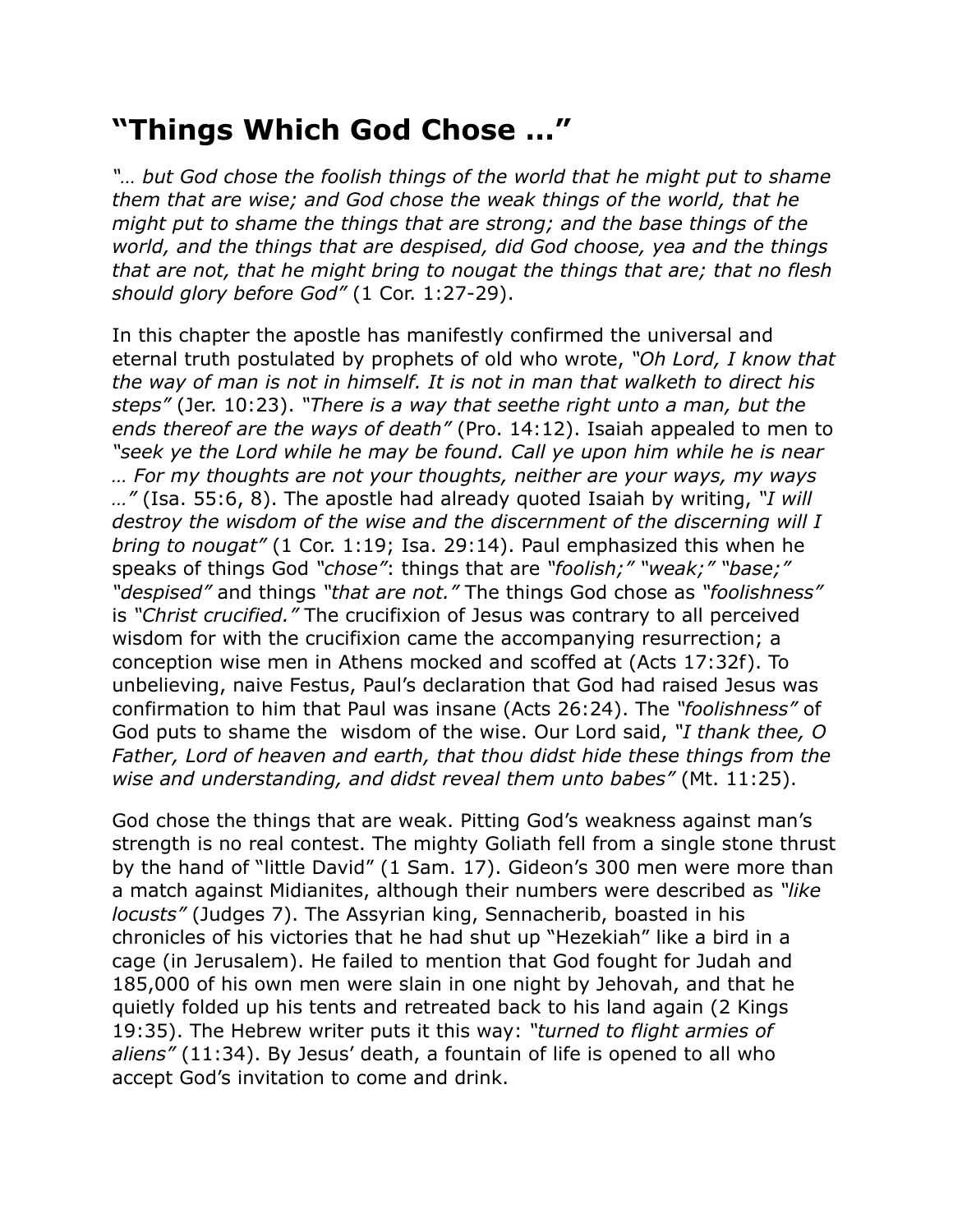# "Things Which God Chose …"

*"… but God chose the foolish things of the world that he might put to shame them that are wise; and God chose the weak things of the world, that he might put to shame the things that are strong; and the base things of the world, and the things that are despised, did God choose, yea and the things that are not, that he might bring to nougat the things that are; that no flesh should glory before God"* (1 Cor. 1:27-29).

In this chapter the apostle has manifestly confirmed the universal and eternal truth postulated by prophets of old who wrote, *"Oh Lord, I know that the way of man is not in himself. It is not in man that walketh to direct his steps"* (Jer. 10:23). *"There is a way that seethe right unto a man, but the ends thereof are the ways of death"* (Pro. 14:12). Isaiah appealed to men to *"seek ye the Lord while he may be found. Call ye upon him while he is near … For my thoughts are not your thoughts, neither are your ways, my ways …"* (Isa. 55:6, 8). The apostle had already quoted Isaiah by writing, *"I will destroy the wisdom of the wise and the discernment of the discerning will I bring to nougat"* (1 Cor. 1:19; Isa. 29:14). Paul emphasized this when he speaks of things God *"chose"*: things that are *"foolish;" "weak;" "base;" "despised"* and things *"that are not."* The things God chose as *"foolishness"* is *"Christ crucified."* The crucifixion of Jesus was contrary to all perceived wisdom for with the crucifixion came the accompanying resurrection; a conception wise men in Athens mocked and scoffed at (Acts 17:32f). To unbelieving, naive Festus, Paul's declaration that God had raised Jesus was confirmation to him that Paul was insane (Acts 26:24). The *"foolishness"* of God puts to shame the wisdom of the wise. Our Lord said, *"I thank thee, O Father, Lord of heaven and earth, that thou didst hide these things from the wise and understanding, and didst reveal them unto babes"* (Mt. 11:25).

God chose the things that are weak. Pitting God's weakness against man's strength is no real contest. The mighty Goliath fell from a single stone thrust by the hand of "little David" (1 Sam. 17). Gideon's 300 men were more than a match against Midianites, although their numbers were described as *"like locusts"* (Judges 7). The Assyrian king, Sennacherib, boasted in his chronicles of his victories that he had shut up "Hezekiah" like a bird in a cage (in Jerusalem). He failed to mention that God fought for Judah and 185,000 of his own men were slain in one night by Jehovah, and that he quietly folded up his tents and retreated back to his land again (2 Kings 19:35). The Hebrew writer puts it this way: *"turned to flight armies of aliens"* (11:34). By Jesus' death, a fountain of life is opened to all who accept God's invitation to come and drink.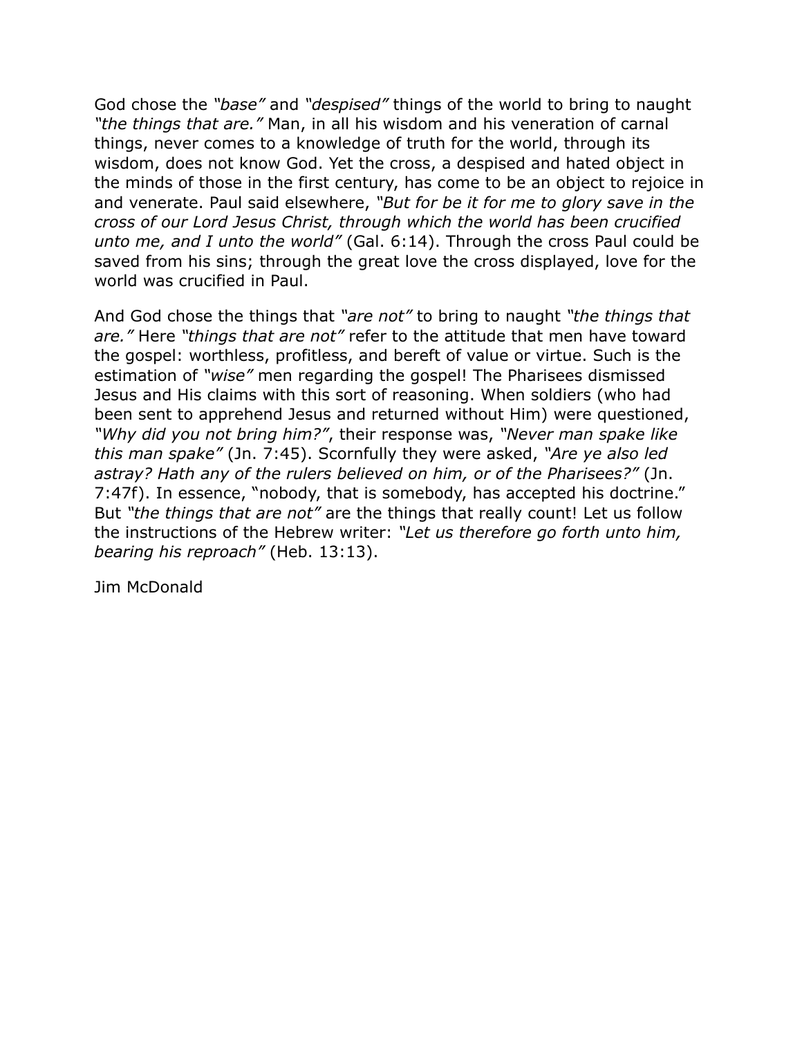God chose the *"base"* and *"despised"* things of the world to bring to naught *"the things that are."* Man, in all his wisdom and his veneration of carnal things, never comes to a knowledge of truth for the world, through its wisdom, does not know God. Yet the cross, a despised and hated object in the minds of those in the first century, has come to be an object to rejoice in and venerate. Paul said elsewhere, *"But for be it for me to glory save in the cross of our Lord Jesus Christ, through which the world has been crucified unto me, and I unto the world"* (Gal. 6:14). Through the cross Paul could be saved from his sins; through the great love the cross displayed, love for the world was crucified in Paul.

And God chose the things that *"are not"* to bring to naught *"the things that are."* Here *"things that are not"* refer to the attitude that men have toward the gospel: worthless, profitless, and bereft of value or virtue. Such is the estimation of *"wise"* men regarding the gospel! The Pharisees dismissed Jesus and His claims with this sort of reasoning. When soldiers (who had been sent to apprehend Jesus and returned without Him) were questioned, *"Why did you not bring him?"*, their response was, *"Never man spake like this man spake"* (Jn. 7:45). Scornfully they were asked, *"Are ye also led astray? Hath any of the rulers believed on him, or of the Pharisees?"* (Jn. 7:47f). In essence, "nobody, that is somebody, has accepted his doctrine." But *"the things that are not"* are the things that really count! Let us follow the instructions of the Hebrew writer: *"Let us therefore go forth unto him, bearing his reproach"* (Heb. 13:13).

Jim McDonald